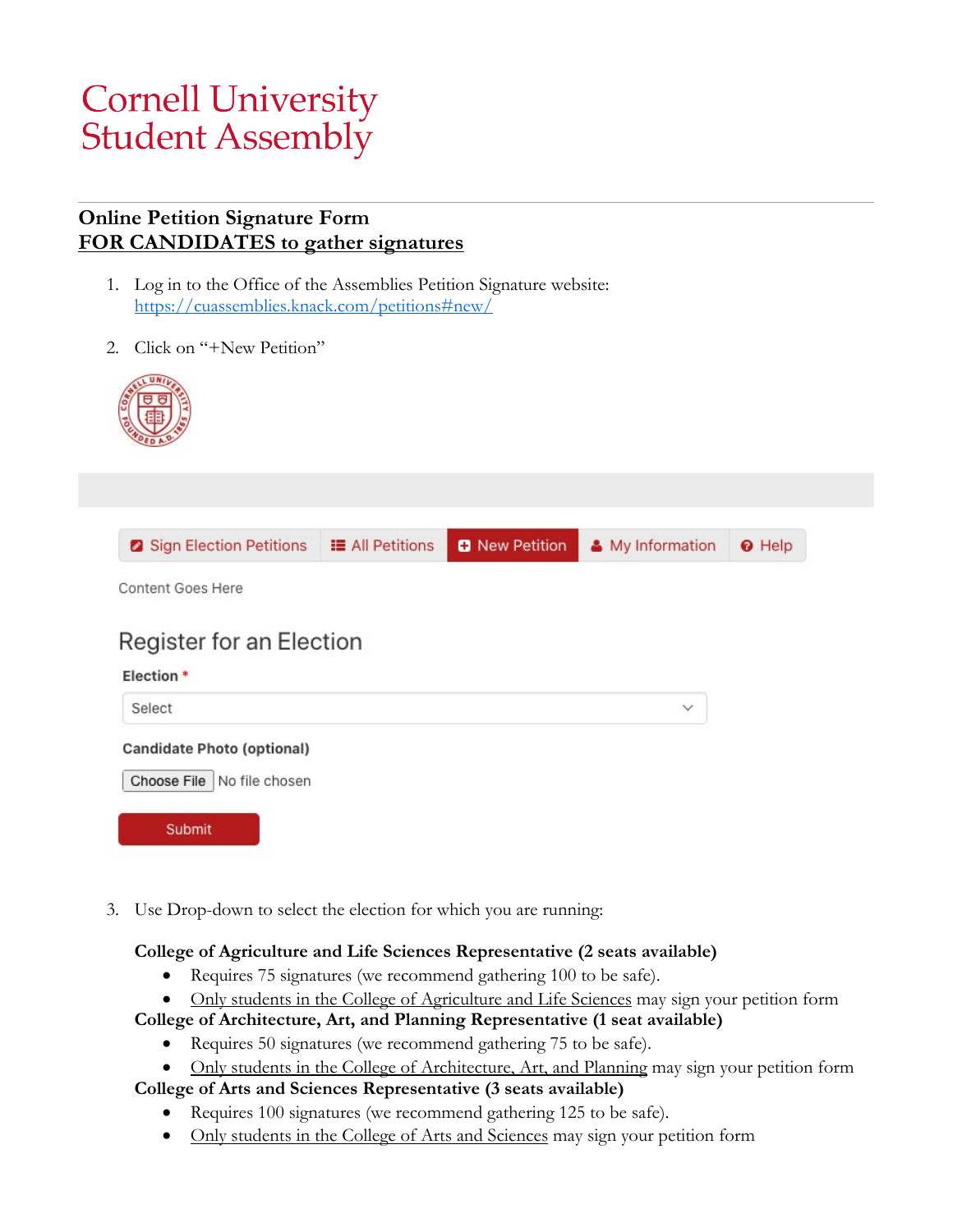# Cornell University Student Assembly

---

**Online Petition Signature Form**
**<u>FOR CANDIDATES to gather signatures</u>**

1. Log in to the Office of the Assemblies Petition Signature website: [https://cuassemblies.knack.com/petitions#new/](https://cuassemblies.knack.com/petitions#new/)

2. Click on "+New Petition"

Sign Election Petitions | All Petitions | New Petition | My Information | Help

Content Goes Here

Register for an Election

Election *

Select

Candidate Photo (optional)

Choose File No file chosen

Submit

3. Use Drop-down to select the election for which you are running:

   **College of Agriculture and Life Sciences Representative (2 seats available)**
   - Requires 75 signatures (we recommend gathering 100 to be safe).
   - <u>Only students in the College of Agriculture and Life Sciences</u> may sign your petition form

   **College of Architecture, Art, and Planning Representative (1 seat available)**
   - Requires 50 signatures (we recommend gathering 75 to be safe).
   - <u>Only students in the College of Architecture, Art, and Planning</u> may sign your petition form

   **College of Arts and Sciences Representative (3 seats available)**
   - Requires 100 signatures (we recommend gathering 125 to be safe).
   - <u>Only students in the College of Arts and Sciences</u> may sign your petition form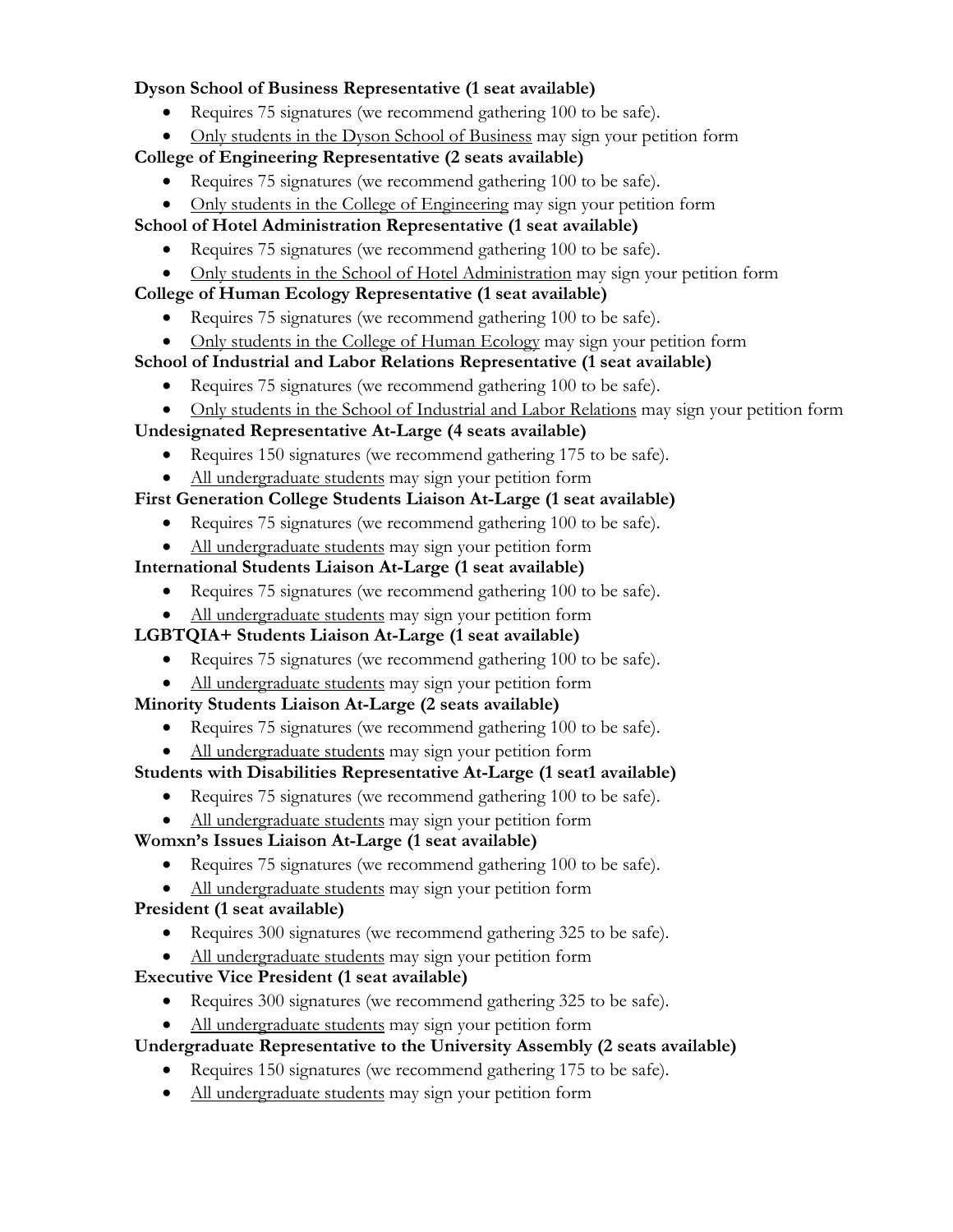**Dyson School of Business Representative (1 seat available)**

- Requires 75 signatures (we recommend gathering 100 to be safe).
- Only students in the Dyson School of Business may sign your petition form

**College of Engineering Representative (2 seats available)**

- Requires 75 signatures (we recommend gathering 100 to be safe).
- Only students in the College of Engineering may sign your petition form

**School of Hotel Administration Representative (1 seat available)**

- Requires 75 signatures (we recommend gathering 100 to be safe).
- Only students in the School of Hotel Administration may sign your petition form

**College of Human Ecology Representative (1 seat available)**

- Requires 75 signatures (we recommend gathering 100 to be safe).
- Only students in the College of Human Ecology may sign your petition form

**School of Industrial and Labor Relations Representative (1 seat available)**

- Requires 75 signatures (we recommend gathering 100 to be safe).
- Only students in the School of Industrial and Labor Relations may sign your petition form

**Undesignated Representative At-Large (4 seats available)**

- Requires 150 signatures (we recommend gathering 175 to be safe).
- All undergraduate students may sign your petition form

**First Generation College Students Liaison At-Large (1 seat available)**

- Requires 75 signatures (we recommend gathering 100 to be safe).
- All undergraduate students may sign your petition form

**International Students Liaison At-Large (1 seat available)**

- Requires 75 signatures (we recommend gathering 100 to be safe).
- All undergraduate students may sign your petition form

**LGBTQIA+ Students Liaison At-Large (1 seat available)**

- Requires 75 signatures (we recommend gathering 100 to be safe).
- All undergraduate students may sign your petition form

**Minority Students Liaison At-Large (2 seats available)**

- Requires 75 signatures (we recommend gathering 100 to be safe).
- All undergraduate students may sign your petition form

**Students with Disabilities Representative At-Large (1 seat1 available)**

- Requires 75 signatures (we recommend gathering 100 to be safe).
- All undergraduate students may sign your petition form

**Womxn's Issues Liaison At-Large (1 seat available)**

- Requires 75 signatures (we recommend gathering 100 to be safe).
- All undergraduate students may sign your petition form

**President (1 seat available)**

- Requires 300 signatures (we recommend gathering 325 to be safe).
- All undergraduate students may sign your petition form

**Executive Vice President (1 seat available)**

- Requires 300 signatures (we recommend gathering 325 to be safe).
- All undergraduate students may sign your petition form

**Undergraduate Representative to the University Assembly (2 seats available)**

- Requires 150 signatures (we recommend gathering 175 to be safe).
- All undergraduate students may sign your petition form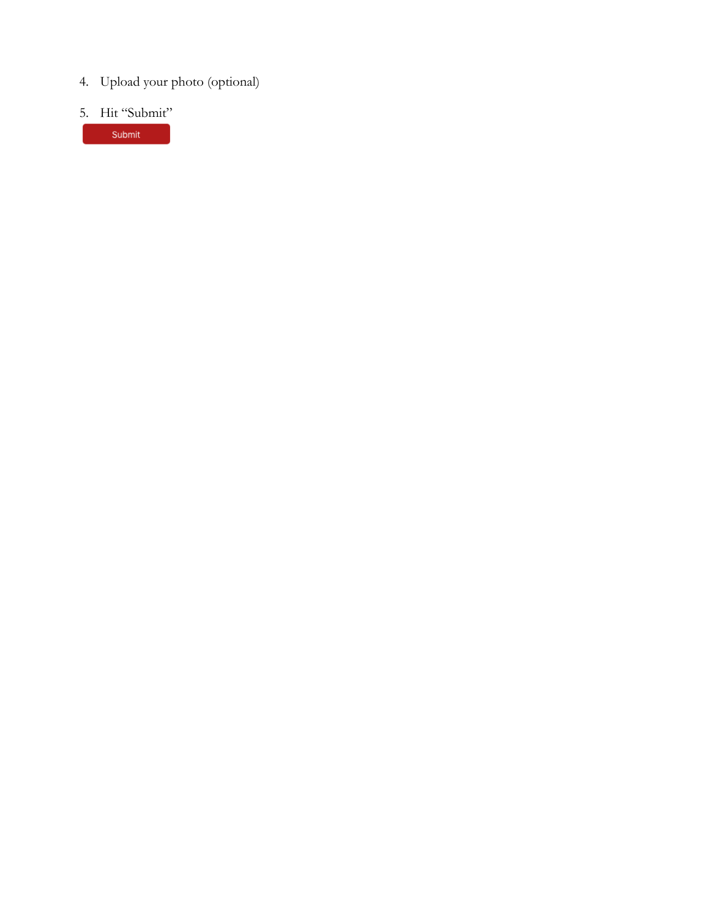4. Upload your photo (optional)

5. Hit “Submit”

Submit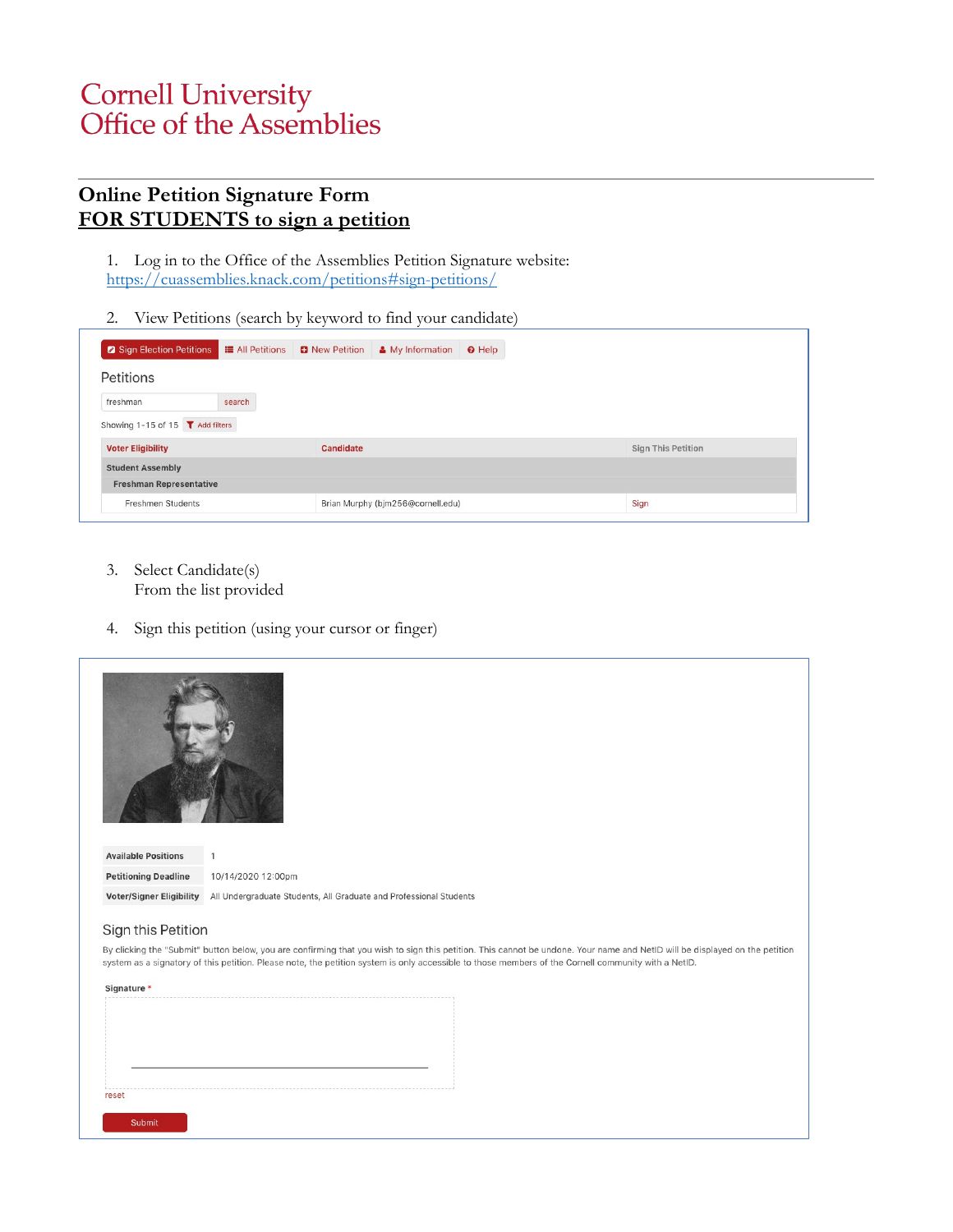# Cornell University
# Office of the Assemblies

## Online Petition Signature Form
## FOR STUDENTS to sign a petition

1. Log in to the Office of the Assemblies Petition Signature website: https://cuassemblies.knack.com/petitions#sign-petitions/

2. View Petitions (search by keyword to find your candidate)

Sign Election Petitions | All Petitions | New Petition | My Information | Help

Petitions

freshman search

Showing 1-15 of 15 Add filters

| Voter Eligibility | Candidate | Sign This Petition |
| --- | --- | --- |
| **Student Assembly** | | |
| **Freshman Representative** | | |
| Freshmen Students | Brian Murphy (bjm256@cornell.edu) | Sign |

3. Select Candidate(s)
   From the list provided

4. Sign this petition (using your cursor or finger)

| | |
| --- | --- |
| **Available Positions** | 1 |
| **Petitioning Deadline** | 10/14/2020 12:00pm |
| **Voter/Signer Eligibility** | All Undergraduate Students, All Graduate and Professional Students |

Sign this Petition

By clicking the "Submit" button below, you are confirming that you wish to sign this petition. This cannot be undone. Your name and NetID will be displayed on the petition system as a signatory of this petition. Please note, the petition system is only accessible to those members of the Cornell community with a NetID.

Signature *

reset

Submit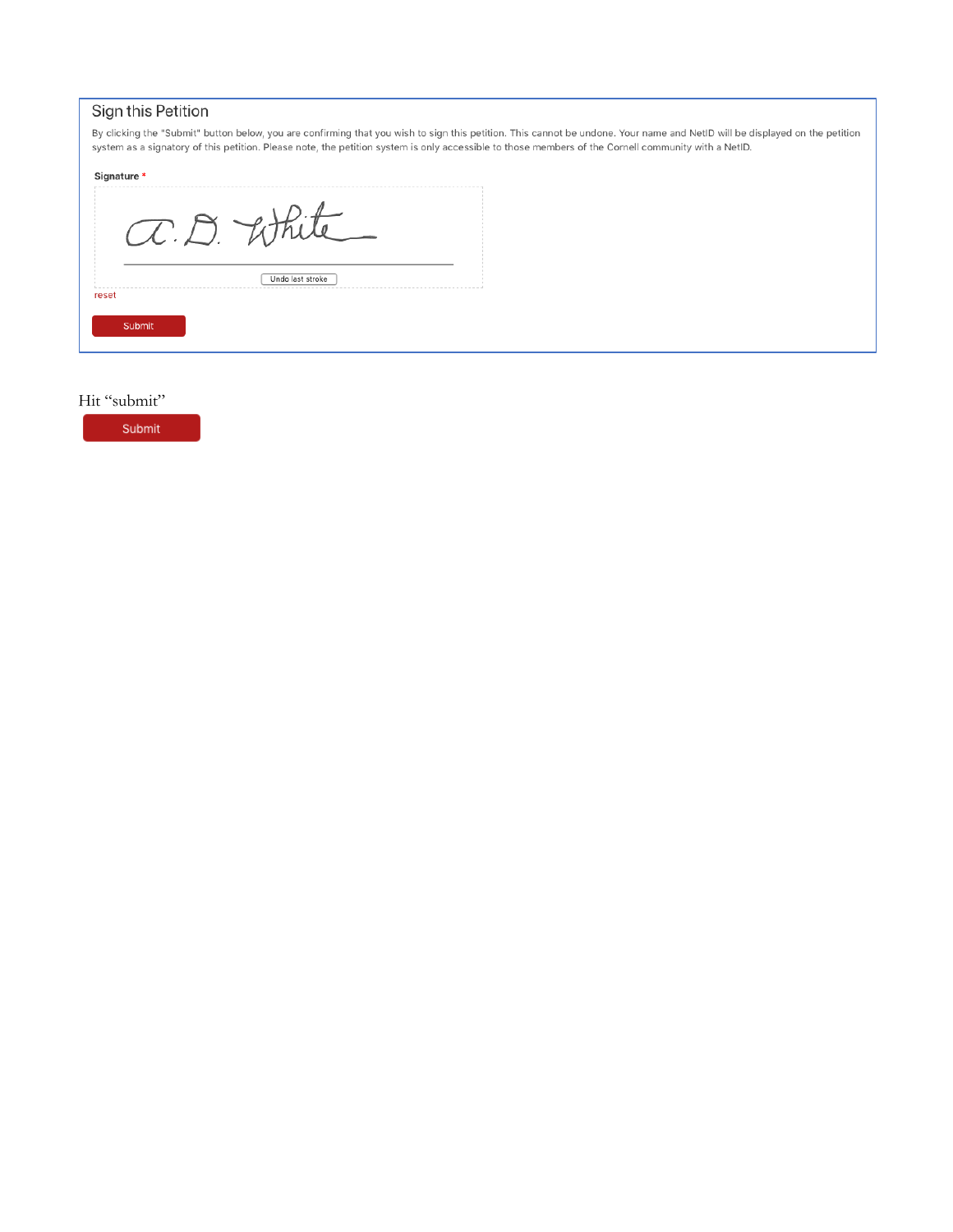## Sign this Petition

By clicking the "Submit" button below, you are confirming that you wish to sign this petition. This cannot be undone. Your name and NetID will be displayed on the petition system as a signatory of this petition. Please note, the petition system is only accessible to those members of the Cornell community with a NetID.

**Signature** *

A.D. White

Undo last stroke

reset

Submit

Hit "submit"

Submit